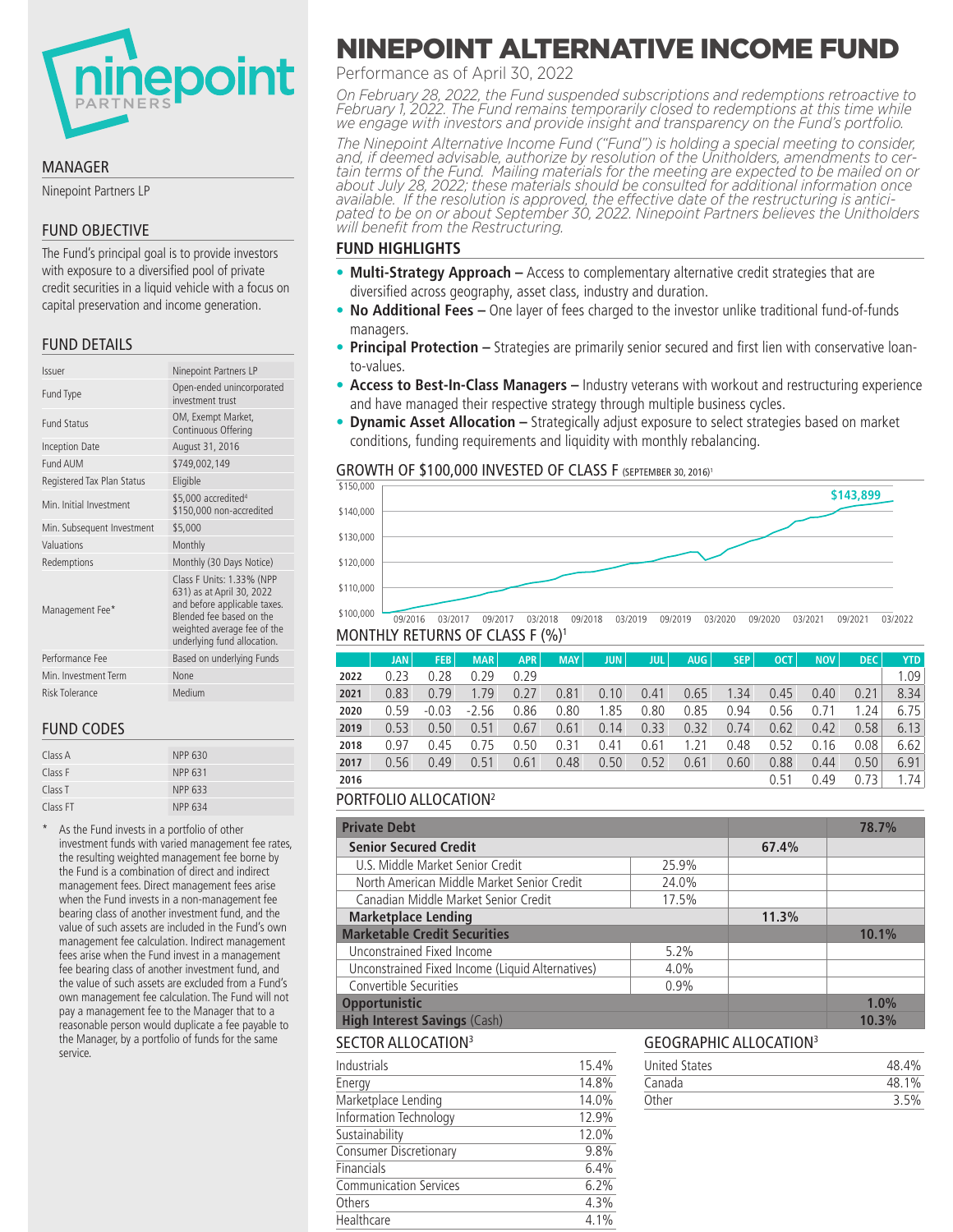# NINEPOINT ALTERNATIVE INCOME FUND

Performance as of April 30, 2022

*On February 28, 2022, the Fund suspended subscriptions and redemptions retroactive to February 1, 2022. The Fund remains temporarily closed to redemptions at this time while we engage with investors and provide insight and transparency on the Fund's portfolio.*

*The Ninepoint Alternative Income Fund ("Fund") is holding a special meeting to consider, and, if deemed advisable, authorize by resolution of the Unitholders, amendments to certain terms of the Fund. Mailing materials for the meeting are expected to be mailed on or about July 28, 2022; these materials should be consulted for additional information once available. If the resolution is approved, the effective date of the restructuring is anticipated to be on or about September 30, 2022. Ninepoint Partners believes the Unitholders will benefit from the Restructuring.*

## MANAGER

Ninepoint Partners LP

## FUND OBJECTIVE

The Fund's principal goal is to provide investors with exposure to a diversified pool of private credit securities in a liquid vehicle with a focus on capital preservation and income generation.

## FUND DETAILS

| | |
|---|---|
| Issuer | Ninepoint Partners LP |
| Fund Type | Open-ended unincorporated investment trust |
| Fund Status | OM, Exempt Market, Continuous Offering |
| Inception Date | August 31, 2016 |
| Fund AUM | $749,002,149 |
| Registered Tax Plan Status | Eligible |
| Min. Initial Investment | $5,000 accredited[4] $150,000 non-accredited |
| Min. Subsequent Investment | $5,000 |
| Valuations | Monthly |
| Redemptions | Monthly (30 Days Notice) |
| Management Fee* | Class F Units: 1.33% (NPP 631) as at April 30, 2022 and before applicable taxes. Blended fee based on the weighted average fee of the underlying fund allocation. |
| Performance Fee | Based on underlying Funds |
| Min. Investment Term | None |
| Risk Tolerance | Medium |

## FUND CODES

| | |
|---|---|
| Class A | NPP 630 |
| Class F | NPP 631 |
| Class T | NPP 633 |
| Class FT | NPP 634 |

\* As the Fund invests in a portfolio of other investment funds with varied management fee rates, the resulting weighted management fee borne by the Fund is a combination of direct and indirect management fees. Direct management fees arise when the Fund invests in a non-management fee bearing class of another investment fund, and the value of such assets are included in the Fund's own management fee calculation. Indirect management fees arise when the Fund invest in a management fee bearing class of another investment fund, and the value of such assets are excluded from a Fund's own management fee calculation. The Fund will not pay a management fee to the Manager that to a reasonable person would duplicate a fee payable to the Manager, by a portfolio of funds for the same service.

## FUND HIGHLIGHTS

- **Multi-Strategy Approach –** Access to complementary alternative credit strategies that are diversified across geography, asset class, industry and duration.
- **No Additional Fees –** One layer of fees charged to the investor unlike traditional fund-of-funds managers.
- **Principal Protection –** Strategies are primarily senior secured and first lien with conservative loan-to-values.
- **Access to Best-In-Class Managers –** Industry veterans with workout and restructuring experience and have managed their respective strategy through multiple business cycles.
- **Dynamic Asset Allocation –** Strategically adjust exposure to select strategies based on market conditions, funding requirements and liquidity with monthly rebalancing.

## GROWTH OF $100,000 INVESTED OF CLASS F (SEPTEMBER 30, 2016)[1]

$143,899

## MONTHLY RETURNS OF CLASS F (%)[1]

| | JAN | FEB | MAR | APR | MAY | JUN | JUL | AUG | SEP | OCT | NOV | DEC | YTD |
|---|---|---|---|---|---|---|---|---|---|---|---|---|---|
| 2022 | 0.23 | 0.28 | 0.29 | 0.29 | | | | | | | | | 1.09 |
| 2021 | 0.83 | 0.79 | 1.79 | 0.27 | 0.81 | 0.10 | 0.41 | 0.65 | 1.34 | 0.45 | 0.40 | 0.21 | 8.34 |
| 2020 | 0.59 | -0.03 | -2.56 | 0.86 | 0.80 | 1.85 | 0.80 | 0.85 | 0.94 | 0.56 | 0.71 | 1.24 | 6.75 |
| 2019 | 0.53 | 0.50 | 0.51 | 0.67 | 0.61 | 0.14 | 0.33 | 0.32 | 0.74 | 0.62 | 0.42 | 0.58 | 6.13 |
| 2018 | 0.97 | 0.45 | 0.75 | 0.50 | 0.31 | 0.41 | 0.61 | 1.21 | 0.48 | 0.52 | 0.16 | 0.08 | 6.62 |
| 2017 | 0.56 | 0.49 | 0.51 | 0.61 | 0.48 | 0.50 | 0.52 | 0.61 | 0.60 | 0.88 | 0.44 | 0.50 | 6.91 |
| 2016 | | | | | | | | | | 0.51 | 0.49 | 0.73 | 1.74 |

## PORTFOLIO ALLOCATION[2]

| | | | |
|---|---|---|---|
| **Private Debt** | | | **78.7%** |
| **Senior Secured Credit** | | **67.4%** | |
| U.S. Middle Market Senior Credit | 25.9% | | |
| North American Middle Market Senior Credit | 24.0% | | |
| Canadian Middle Market Senior Credit | 17.5% | | |
| **Marketplace Lending** | | **11.3%** | |
| **Marketable Credit Securities** | | | **10.1%** |
| Unconstrained Fixed Income | 5.2% | | |
| Unconstrained Fixed Income (Liquid Alternatives) | 4.0% | | |
| Convertible Securities | 0.9% | | |
| **Opportunistic** | | | **1.0%** |
| **High Interest Savings** (Cash) | | | **10.3%** |

## SECTOR ALLOCATION[3]

| | |
|---|---|
| Industrials | 15.4% |
| Energy | 14.8% |
| Marketplace Lending | 14.0% |
| Information Technology | 12.9% |
| Sustainability | 12.0% |
| Consumer Discretionary | 9.8% |
| Financials | 6.4% |
| Communication Services | 6.2% |
| Others | 4.3% |
| Healthcare | 4.1% |

## GEOGRAPHIC ALLOCATION[3]

| | |
|---|---|
| United States | 48.4% |
| Canada | 48.1% |
| Other | 3.5% |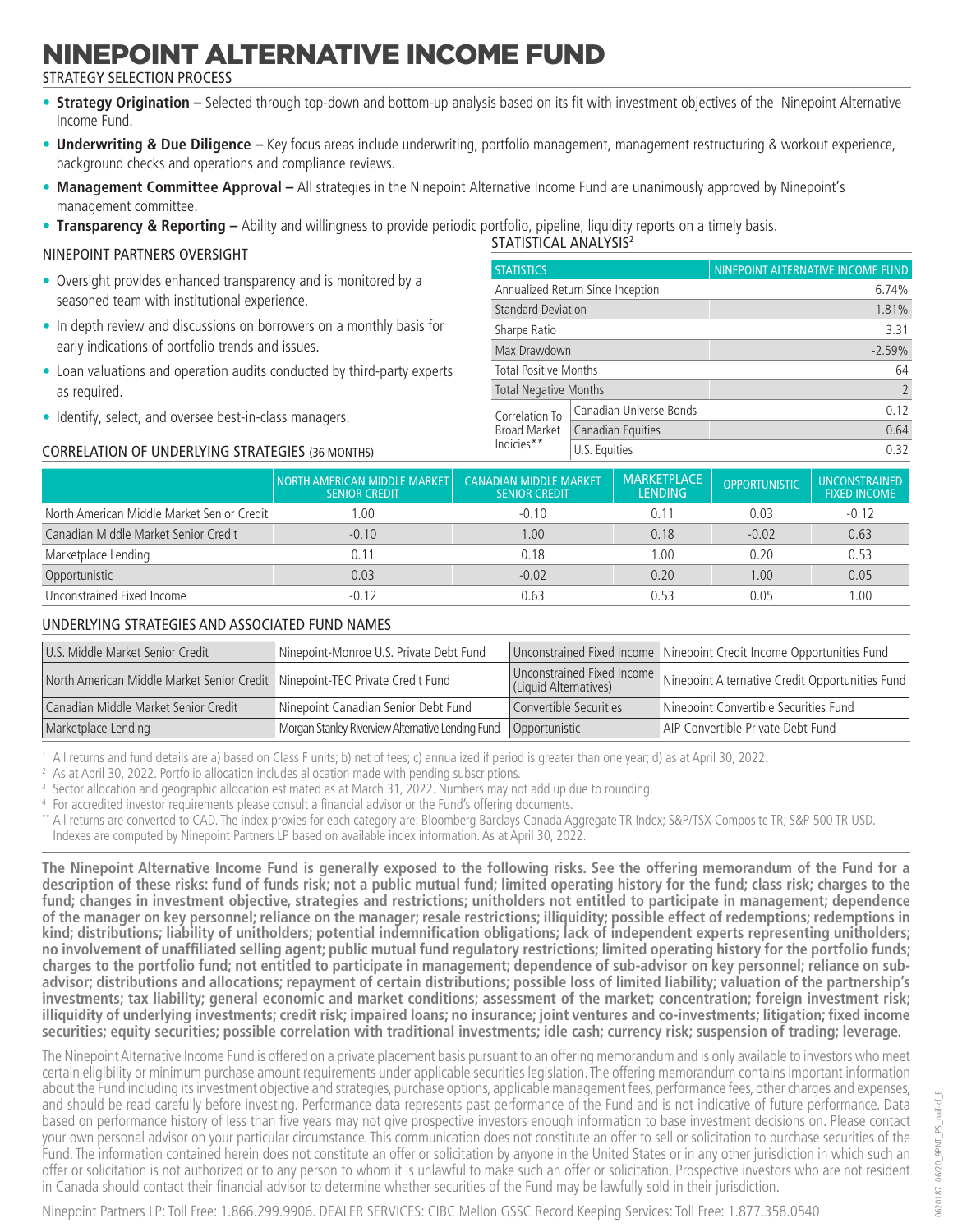# NINEPOINT ALTERNATIVE INCOME FUND

## STRATEGY SELECTION PROCESS

- **Strategy Origination –** Selected through top-down and bottom-up analysis based on its fit with investment objectives of the Ninepoint Alternative Income Fund.
- **Underwriting & Due Diligence –** Key focus areas include underwriting, portfolio management, management restructuring & workout experience, background checks and operations and compliance reviews.
- **Management Committee Approval –** All strategies in the Ninepoint Alternative Income Fund are unanimously approved by Ninepoint's management committee.
- **Transparency & Reporting –** Ability and willingness to provide periodic portfolio, pipeline, liquidity reports on a timely basis.

## NINEPOINT PARTNERS OVERSIGHT

- Oversight provides enhanced transparency and is monitored by a seasoned team with institutional experience.
- In depth review and discussions on borrowers on a monthly basis for early indications of portfolio trends and issues.
- Loan valuations and operation audits conducted by third-party experts as required.
- Identify, select, and oversee best-in-class managers.

## STATISTICAL ANALYSIS[2]

| STATISTICS | | NINEPOINT ALTERNATIVE INCOME FUND |
|---|---|---|
| Annualized Return Since Inception | | 6.74% |
| Standard Deviation | | 1.81% |
| Sharpe Ratio | | 3.31 |
| Max Drawdown | | -2.59% |
| Total Positive Months | | 64 |
| Total Negative Months | | 2 |
| Correlation To Broad Market Indicies** | Canadian Universe Bonds | 0.12 |
| | Canadian Equities | 0.64 |
| | U.S. Equities | 0.32 |

## CORRELATION OF UNDERLYING STRATEGIES (36 MONTHS)

| | NORTH AMERICAN MIDDLE MARKET SENIOR CREDIT | CANADIAN MIDDLE MARKET SENIOR CREDIT | MARKETPLACE LENDING | OPPORTUNISTIC | UNCONSTRAINED FIXED INCOME |
|---|---|---|---|---|---|
| North American Middle Market Senior Credit | 1.00 | -0.10 | 0.11 | 0.03 | -0.12 |
| Canadian Middle Market Senior Credit | -0.10 | 1.00 | 0.18 | -0.02 | 0.63 |
| Marketplace Lending | 0.11 | 0.18 | 1.00 | 0.20 | 0.53 |
| Opportunistic | 0.03 | -0.02 | 0.20 | 1.00 | 0.05 |
| Unconstrained Fixed Income | -0.12 | 0.63 | 0.53 | 0.05 | 1.00 |

## UNDERLYING STRATEGIES AND ASSOCIATED FUND NAMES

| | | | |
|---|---|---|---|
| U.S. Middle Market Senior Credit | Ninepoint-Monroe U.S. Private Debt Fund | Unconstrained Fixed Income | Ninepoint Credit Income Opportunities Fund |
| North American Middle Market Senior Credit | Ninepoint-TEC Private Credit Fund | Unconstrained Fixed Income (Liquid Alternatives) | Ninepoint Alternative Credit Opportunities Fund |
| Canadian Middle Market Senior Credit | Ninepoint Canadian Senior Debt Fund | Convertible Securities | Ninepoint Convertible Securities Fund |
| Marketplace Lending | Morgan Stanley Riverview Alternative Lending Fund | Opportunistic | AIP Convertible Private Debt Fund |

[1] All returns and fund details are a) based on Class F units; b) net of fees; c) annualized if period is greater than one year; d) as at April 30, 2022.
[2] As at April 30, 2022. Portfolio allocation includes allocation made with pending subscriptions.
[3] Sector allocation and geographic allocation estimated as at March 31, 2022. Numbers may not add up due to rounding.
[4] For accredited investor requirements please consult a financial advisor or the Fund's offering documents.
** All returns are converted to CAD. The index proxies for each category are: Bloomberg Barclays Canada Aggregate TR Index; S&P/TSX Composite TR; S&P 500 TR USD. Indexes are computed by Ninepoint Partners LP based on available index information. As at April 30, 2022.

**The Ninepoint Alternative Income Fund is generally exposed to the following risks. See the offering memorandum of the Fund for a description of these risks: fund of funds risk; not a public mutual fund; limited operating history for the fund; class risk; charges to the fund; changes in investment objective, strategies and restrictions; unitholders not entitled to participate in management; dependence of the manager on key personnel; reliance on the manager; resale restrictions; illiquidity; possible effect of redemptions; redemptions in kind; distributions; liability of unitholders; potential indemnification obligations; lack of independent experts representing unitholders; no involvement of unaffiliated selling agent; public mutual fund regulatory restrictions; limited operating history for the portfolio funds; charges to the portfolio fund; not entitled to participate in management; dependence of sub-advisor on key personnel; reliance on sub-advisor; distributions and allocations; repayment of certain distributions; possible loss of limited liability; valuation of the partnership's investments; tax liability; general economic and market conditions; assessment of the market; concentration; foreign investment risk; illiquidity of underlying investments; credit risk; impaired loans; no insurance; joint ventures and co-investments; litigation; fixed income securities; equity securities; possible correlation with traditional investments; idle cash; currency risk; suspension of trading; leverage.**

The Ninepoint Alternative Income Fund is offered on a private placement basis pursuant to an offering memorandum and is only available to investors who meet certain eligibility or minimum purchase amount requirements under applicable securities legislation. The offering memorandum contains important information about the Fund including its investment objective and strategies, purchase options, applicable management fees, performance fees, other charges and expenses, and should be read carefully before investing. Performance data represents past performance of the Fund and is not indicative of future performance. Data based on performance history of less than five years may not give prospective investors enough information to base investment decisions on. Please contact your own personal advisor on your particular circumstance. This communication does not constitute an offer to sell or solicitation to purchase securities of the Fund. The information contained herein does not constitute an offer or solicitation by anyone in the United States or in any other jurisdiction in which such an offer or solicitation is not authorized or to any person to whom it is unlawful to make such an offer or solicitation. Prospective investors who are not resident in Canada should contact their financial advisor to determine whether securities of the Fund may be lawfully sold in their jurisdiction.

Ninepoint Partners LP: Toll Free: 1.866.299.9906. DEALER SERVICES: CIBC Mellon GSSC Record Keeping Services: Toll Free: 1.877.358.0540

0620187 06/20_9PNT_PS_naif-cl_E